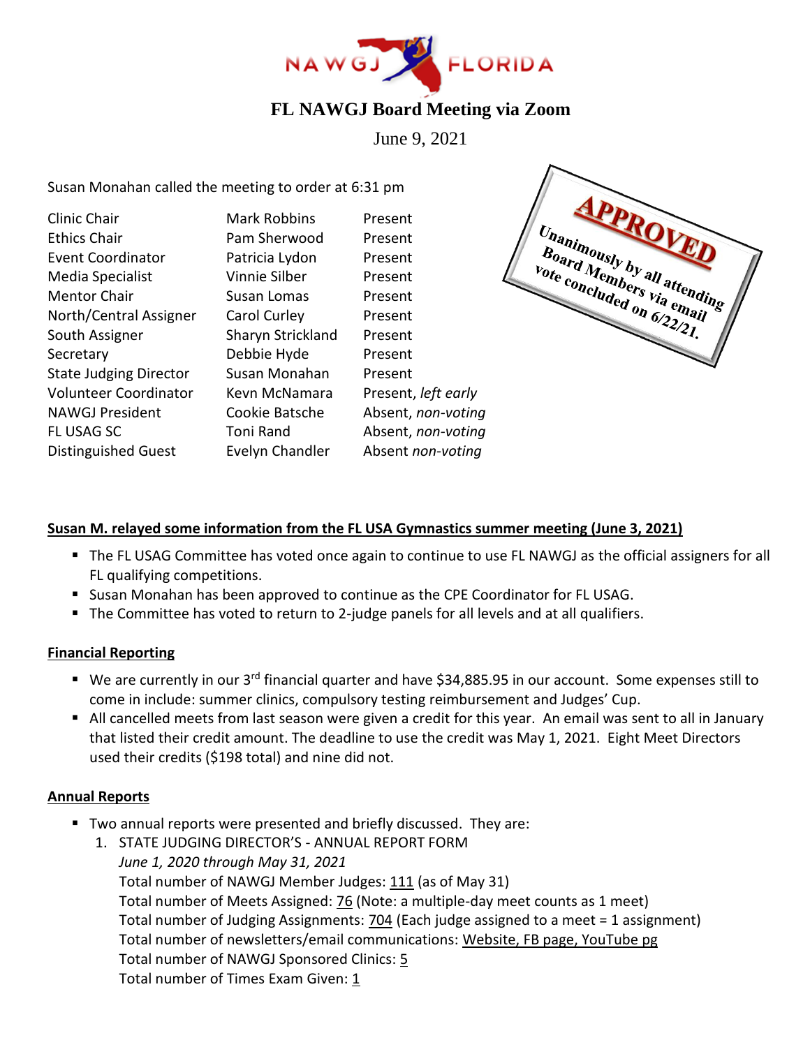# FL NAWGJ Board Meeting via Zoom

June 9, 2021

**APPROVED**

**Unanimously by all attending Board Members via email vote concluded on 6/22/21.**

Susan Monahan called the meeting to order at 6:31 pm

| | | |
|---|---|---|
| Clinic Chair | Mark Robbins | Present |
| Ethics Chair | Pam Sherwood | Present |
| Event Coordinator | Patricia Lydon | Present |
| Media Specialist | Vinnie Silber | Present |
| Mentor Chair | Susan Lomas | Present |
| North/Central Assigner | Carol Curley | Present |
| South Assigner | Sharyn Strickland | Present |
| Secretary | Debbie Hyde | Present |
| State Judging Director | Susan Monahan | Present |
| Volunteer Coordinator | Kevn McNamara | Present, *left early* |
| NAWGJ President | Cookie Batsche | Absent, *non-voting* |
| FL USAG SC | Toni Rand | Absent, *non-voting* |
| Distinguished Guest | Evelyn Chandler | Absent *non-voting* |

**Susan M. relayed some information from the FL USA Gymnastics summer meeting (June 3, 2021)**

- The FL USAG Committee has voted once again to continue to use FL NAWGJ as the official assigners for all FL qualifying competitions.
- Susan Monahan has been approved to continue as the CPE Coordinator for FL USAG.
- The Committee has voted to return to 2-judge panels for all levels and at all qualifiers.

**Financial Reporting**

- We are currently in our 3rd financial quarter and have $34,885.95 in our account. Some expenses still to come in include: summer clinics, compulsory testing reimbursement and Judges' Cup.
- All cancelled meets from last season were given a credit for this year. An email was sent to all in January that listed their credit amount. The deadline to use the credit was May 1, 2021. Eight Meet Directors used their credits ($198 total) and nine did not.

**Annual Reports**

- Two annual reports were presented and briefly discussed. They are:
  1. STATE JUDGING DIRECTOR'S - ANNUAL REPORT FORM
     *June 1, 2020 through May 31, 2021*
     Total number of NAWGJ Member Judges: 111 (as of May 31)
     Total number of Meets Assigned: 76 (Note: a multiple-day meet counts as 1 meet)
     Total number of Judging Assignments: 704 (Each judge assigned to a meet = 1 assignment)
     Total number of newsletters/email communications: Website, FB page, YouTube pg
     Total number of NAWGJ Sponsored Clinics: 5
     Total number of Times Exam Given: 1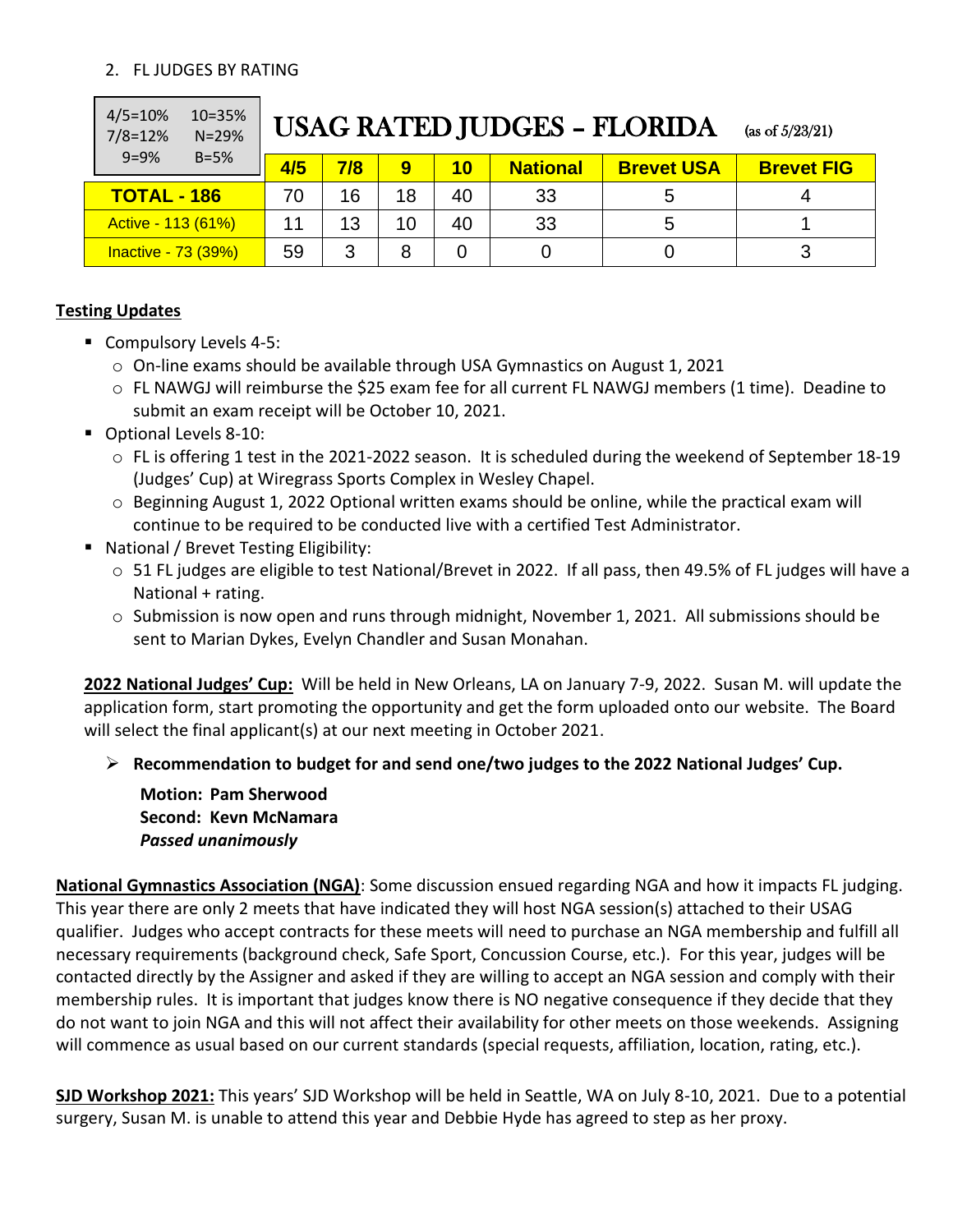2. FL JUDGES BY RATING

| 4/5=10% 10=35%<br>7/8=12% N=29%<br>9=9% B=5% | USAG RATED JUDGES – FLORIDA (as of 5/23/21) | | | | | | |
|---|---|---|---|---|---|---|---|
| | **4/5** | **7/8** | **9** | **10** | **National** | **Brevet USA** | **Brevet FIG** |
| **TOTAL - 186** | 70 | 16 | 18 | 40 | 33 | 5 | 4 |
| Active - 113 (61%) | 11 | 13 | 10 | 40 | 33 | 5 | 1 |
| Inactive - 73 (39%) | 59 | 3 | 8 | 0 | 0 | 0 | 3 |

**Testing Updates**

- Compulsory Levels 4-5:
  - On-line exams should be available through USA Gymnastics on August 1, 2021
  - FL NAWGJ will reimburse the $25 exam fee for all current FL NAWGJ members (1 time). Deadine to submit an exam receipt will be October 10, 2021.
- Optional Levels 8-10:
  - FL is offering 1 test in the 2021-2022 season. It is scheduled during the weekend of September 18-19 (Judges' Cup) at Wiregrass Sports Complex in Wesley Chapel.
  - Beginning August 1, 2022 Optional written exams should be online, while the practical exam will continue to be required to be conducted live with a certified Test Administrator.
- National / Brevet Testing Eligibility:
  - 51 FL judges are eligible to test National/Brevet in 2022. If all pass, then 49.5% of FL judges will have a National + rating.
  - Submission is now open and runs through midnight, November 1, 2021. All submissions should be sent to Marian Dykes, Evelyn Chandler and Susan Monahan.

**2022 National Judges' Cup:** Will be held in New Orleans, LA on January 7-9, 2022. Susan M. will update the application form, start promoting the opportunity and get the form uploaded onto our website. The Board will select the final applicant(s) at our next meeting in October 2021.

- **Recommendation to budget for and send one/two judges to the 2022 National Judges' Cup.**

  **Motion: Pam Sherwood**
  **Second: Kevn McNamara**
  ***Passed unanimously***

**National Gymnastics Association (NGA)**: Some discussion ensued regarding NGA and how it impacts FL judging. This year there are only 2 meets that have indicated they will host NGA session(s) attached to their USAG qualifier. Judges who accept contracts for these meets will need to purchase an NGA membership and fulfill all necessary requirements (background check, Safe Sport, Concussion Course, etc.). For this year, judges will be contacted directly by the Assigner and asked if they are willing to accept an NGA session and comply with their membership rules. It is important that judges know there is NO negative consequence if they decide that they do not want to join NGA and this will not affect their availability for other meets on those weekends. Assigning will commence as usual based on our current standards (special requests, affiliation, location, rating, etc.).

**SJD Workshop 2021:** This years' SJD Workshop will be held in Seattle, WA on July 8-10, 2021. Due to a potential surgery, Susan M. is unable to attend this year and Debbie Hyde has agreed to step as her proxy.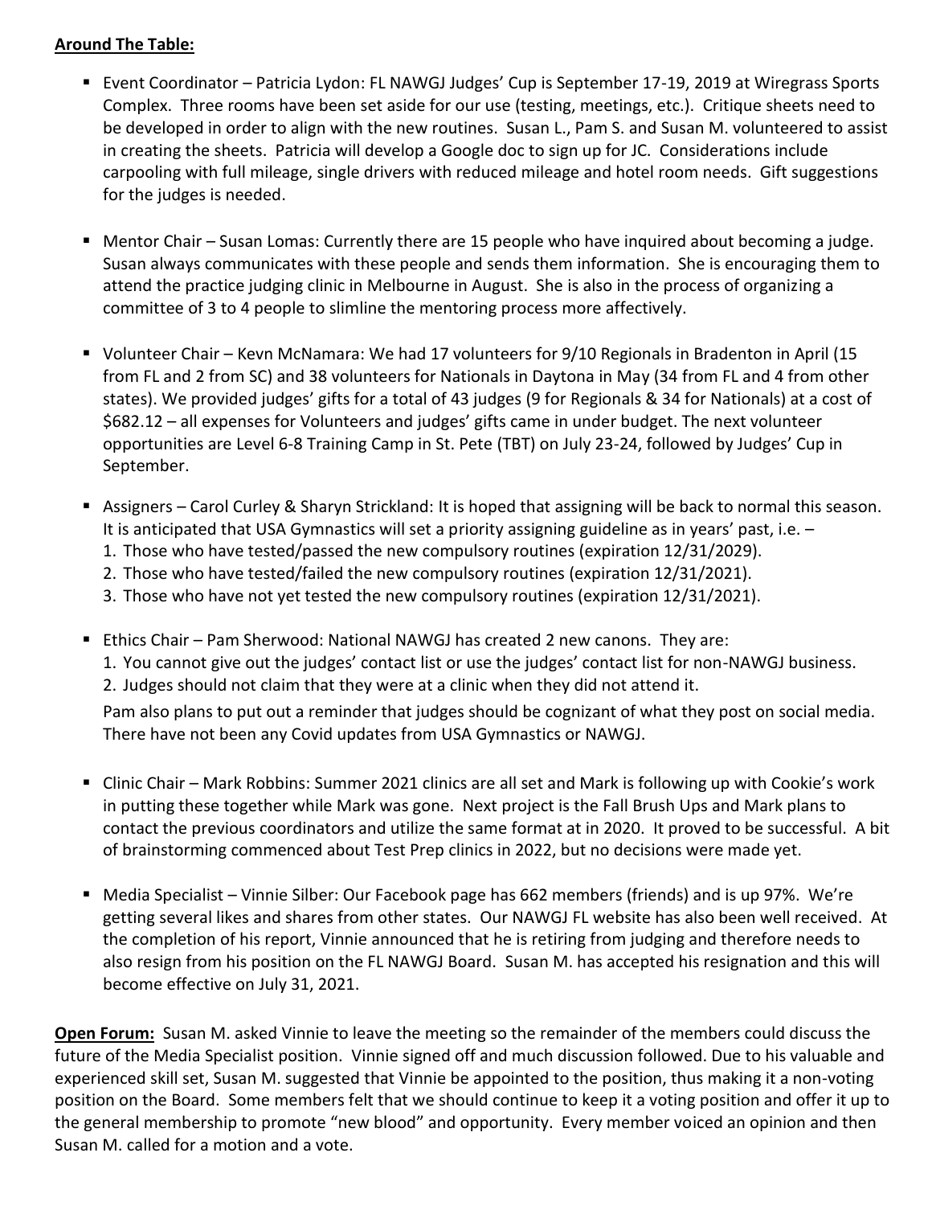**Around The Table:**

- Event Coordinator – Patricia Lydon: FL NAWGJ Judges' Cup is September 17-19, 2019 at Wiregrass Sports Complex. Three rooms have been set aside for our use (testing, meetings, etc.). Critique sheets need to be developed in order to align with the new routines. Susan L., Pam S. and Susan M. volunteered to assist in creating the sheets. Patricia will develop a Google doc to sign up for JC. Considerations include carpooling with full mileage, single drivers with reduced mileage and hotel room needs. Gift suggestions for the judges is needed.

- Mentor Chair – Susan Lomas: Currently there are 15 people who have inquired about becoming a judge. Susan always communicates with these people and sends them information. She is encouraging them to attend the practice judging clinic in Melbourne in August. She is also in the process of organizing a committee of 3 to 4 people to slimline the mentoring process more affectively.

- Volunteer Chair – Kevn McNamara: We had 17 volunteers for 9/10 Regionals in Bradenton in April (15 from FL and 2 from SC) and 38 volunteers for Nationals in Daytona in May (34 from FL and 4 from other states). We provided judges' gifts for a total of 43 judges (9 for Regionals & 34 for Nationals) at a cost of $682.12 – all expenses for Volunteers and judges' gifts came in under budget. The next volunteer opportunities are Level 6-8 Training Camp in St. Pete (TBT) on July 23-24, followed by Judges' Cup in September.

- Assigners – Carol Curley & Sharyn Strickland: It is hoped that assigning will be back to normal this season. It is anticipated that USA Gymnastics will set a priority assigning guideline as in years' past, i.e. –
  1. Those who have tested/passed the new compulsory routines (expiration 12/31/2029).
  2. Those who have tested/failed the new compulsory routines (expiration 12/31/2021).
  3. Those who have not yet tested the new compulsory routines (expiration 12/31/2021).

- Ethics Chair – Pam Sherwood: National NAWGJ has created 2 new canons. They are:
  1. You cannot give out the judges' contact list or use the judges' contact list for non-NAWGJ business.
  2. Judges should not claim that they were at a clinic when they did not attend it.

  Pam also plans to put out a reminder that judges should be cognizant of what they post on social media. There have not been any Covid updates from USA Gymnastics or NAWGJ.

- Clinic Chair – Mark Robbins: Summer 2021 clinics are all set and Mark is following up with Cookie's work in putting these together while Mark was gone. Next project is the Fall Brush Ups and Mark plans to contact the previous coordinators and utilize the same format at in 2020. It proved to be successful. A bit of brainstorming commenced about Test Prep clinics in 2022, but no decisions were made yet.

- Media Specialist – Vinnie Silber: Our Facebook page has 662 members (friends) and is up 97%. We're getting several likes and shares from other states. Our NAWGJ FL website has also been well received. At the completion of his report, Vinnie announced that he is retiring from judging and therefore needs to also resign from his position on the FL NAWGJ Board. Susan M. has accepted his resignation and this will become effective on July 31, 2021.

**Open Forum:** Susan M. asked Vinnie to leave the meeting so the remainder of the members could discuss the future of the Media Specialist position. Vinnie signed off and much discussion followed. Due to his valuable and experienced skill set, Susan M. suggested that Vinnie be appointed to the position, thus making it a non-voting position on the Board. Some members felt that we should continue to keep it a voting position and offer it up to the general membership to promote "new blood" and opportunity. Every member voiced an opinion and then Susan M. called for a motion and a vote.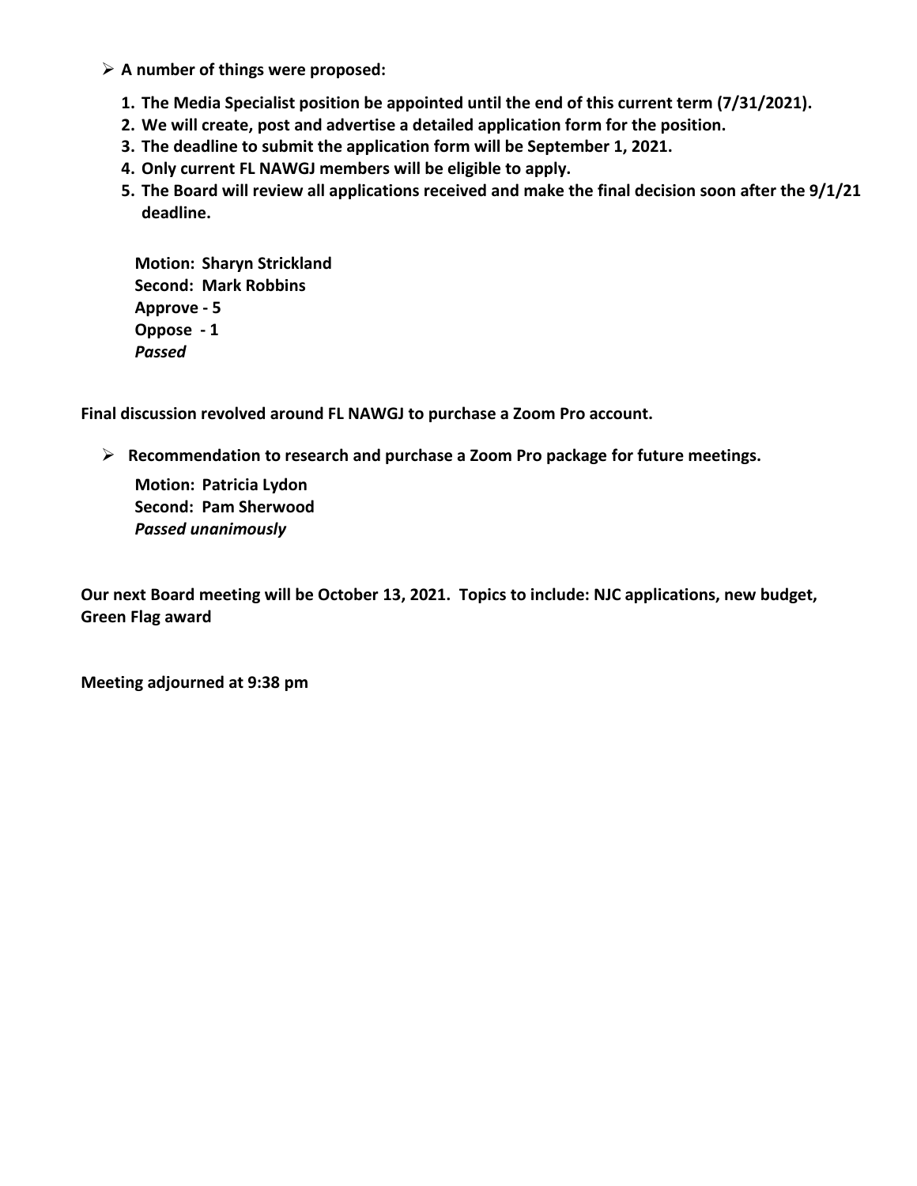- **A number of things were proposed:**
    1. **The Media Specialist position be appointed until the end of this current term (7/31/2021).**
    2. **We will create, post and advertise a detailed application form for the position.**
    3. **The deadline to submit the application form will be September 1, 2021.**
    4. **Only current FL NAWGJ members will be eligible to apply.**
    5. **The Board will review all applications received and make the final decision soon after the 9/1/21 deadline.**

    **Motion: Sharyn Strickland**
    **Second: Mark Robbins**
    **Approve - 5**
    **Oppose - 1**
    ***Passed***

**Final discussion revolved around FL NAWGJ to purchase a Zoom Pro account.**

- **Recommendation to research and purchase a Zoom Pro package for future meetings.**

    **Motion: Patricia Lydon**
    **Second: Pam Sherwood**
    ***Passed unanimously***

**Our next Board meeting will be October 13, 2021. Topics to include: NJC applications, new budget, Green Flag award**

**Meeting adjourned at 9:38 pm**